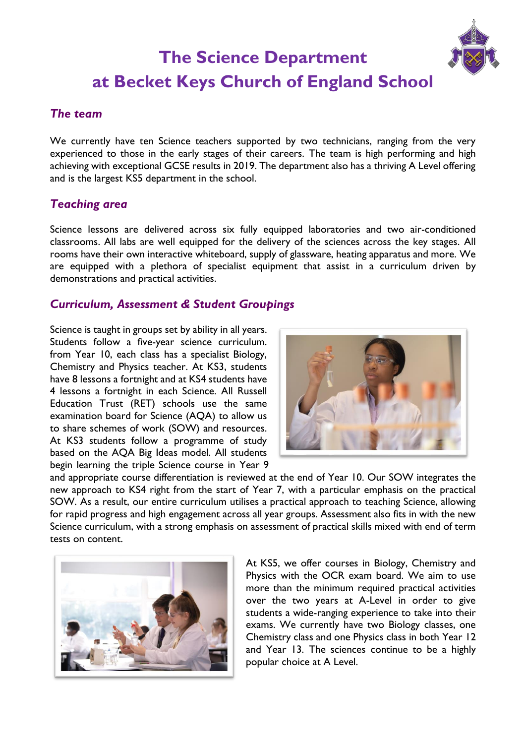# The Science Department at Becket Keys Church of England School

## *The team*

We currently have ten Science teachers supported by two technicians, ranging from the very experienced to those in the early stages of their careers. The team is high performing and high achieving with exceptional GCSE results in 2019. The department also has a thriving A Level offering and is the largest KS5 department in the school.

## *Teaching area*

Science lessons are delivered across six fully equipped laboratories and two air-conditioned classrooms. All labs are well equipped for the delivery of the sciences across the key stages. All rooms have their own interactive whiteboard, supply of glassware, heating apparatus and more. We are equipped with a plethora of specialist equipment that assist in a curriculum driven by demonstrations and practical activities.

## *Curriculum, Assessment & Student Groupings*

Science is taught in groups set by ability in all years. Students follow a five-year science curriculum. from Year 10, each class has a specialist Biology, Chemistry and Physics teacher. At KS3, students have 8 lessons a fortnight and at KS4 students have 4 lessons a fortnight in each Science. All Russell Education Trust (RET) schools use the same examination board for Science (AQA) to allow us to share schemes of work (SOW) and resources. At KS3 students follow a programme of study based on the AQA Big Ideas model. All students begin learning the triple Science course in Year 9 and appropriate course differentiation is reviewed at the end of Year 10. Our SOW integrates the new approach to KS4 right from the start of Year 7, with a particular emphasis on the practical SOW. As a result, our entire curriculum utilises a practical approach to teaching Science, allowing for rapid progress and high engagement across all year groups. Assessment also fits in with the new Science curriculum, with a strong emphasis on assessment of practical skills mixed with end of term tests on content.

At KS5, we offer courses in Biology, Chemistry and Physics with the OCR exam board. We aim to use more than the minimum required practical activities over the two years at A-Level in order to give students a wide-ranging experience to take into their exams. We currently have two Biology classes, one Chemistry class and one Physics class in both Year 12 and Year 13. The sciences continue to be a highly popular choice at A Level.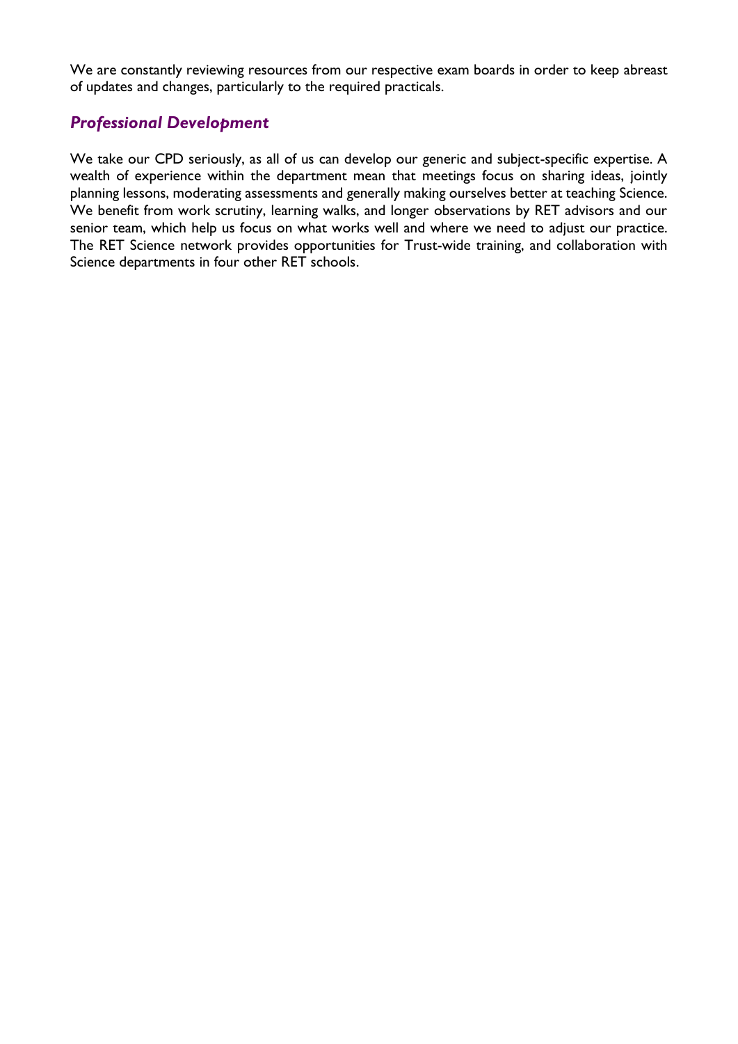We are constantly reviewing resources from our respective exam boards in order to keep abreast of updates and changes, particularly to the required practicals.

## *Professional Development*

We take our CPD seriously, as all of us can develop our generic and subject-specific expertise. A wealth of experience within the department mean that meetings focus on sharing ideas, jointly planning lessons, moderating assessments and generally making ourselves better at teaching Science. We benefit from work scrutiny, learning walks, and longer observations by RET advisors and our senior team, which help us focus on what works well and where we need to adjust our practice. The RET Science network provides opportunities for Trust-wide training, and collaboration with Science departments in four other RET schools.